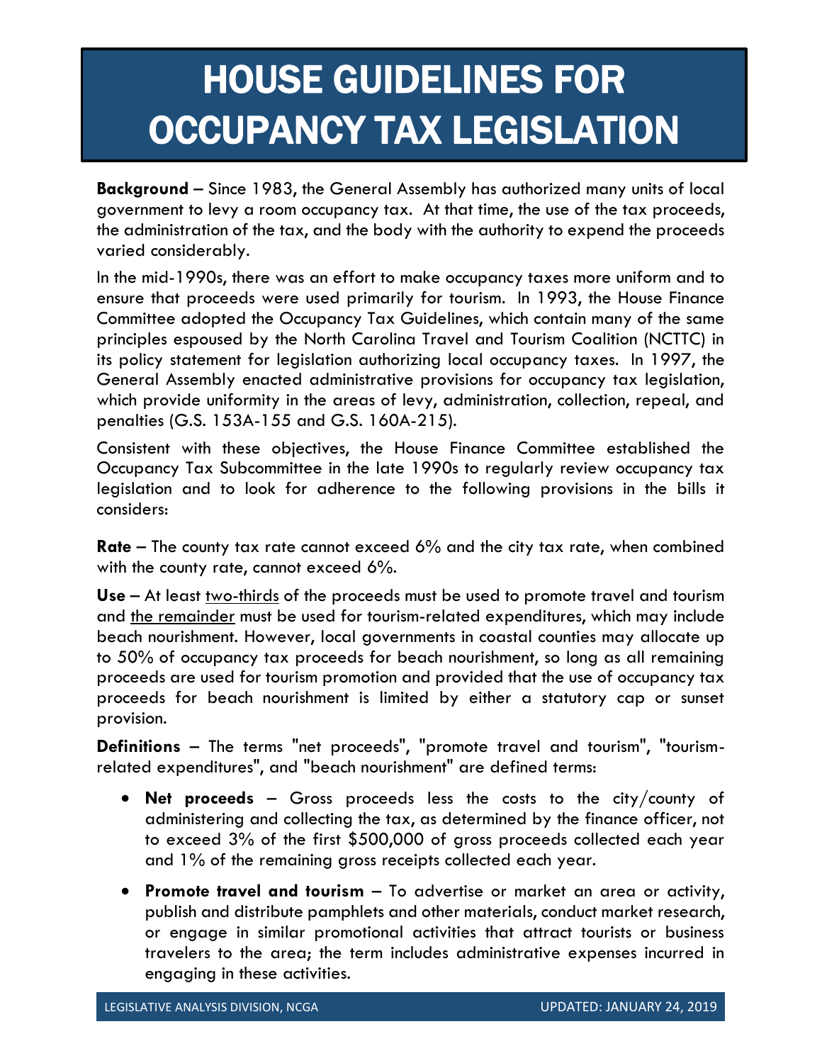# HOUSE GUIDELINES FOR OCCUPANCY TAX LEGISLATION

**Background** – Since 1983, the General Assembly has authorized many units of local government to levy a room occupancy tax. At that time, the use of the tax proceeds, the administration of the tax, and the body with the authority to expend the proceeds varied considerably.

In the mid-1990s, there was an effort to make occupancy taxes more uniform and to ensure that proceeds were used primarily for tourism. In 1993, the House Finance Committee adopted the Occupancy Tax Guidelines, which contain many of the same principles espoused by the North Carolina Travel and Tourism Coalition (NCTTC) in its policy statement for legislation authorizing local occupancy taxes. In 1997, the General Assembly enacted administrative provisions for occupancy tax legislation, which provide uniformity in the areas of levy, administration, collection, repeal, and penalties (G.S. 153A-155 and G.S. 160A-215).

Consistent with these objectives, the House Finance Committee established the Occupancy Tax Subcommittee in the late 1990s to regularly review occupancy tax legislation and to look for adherence to the following provisions in the bills it considers:

**Rate** – The county tax rate cannot exceed 6% and the city tax rate, when combined with the county rate, cannot exceed 6%.

**Use** – At least two-thirds of the proceeds must be used to promote travel and tourism and the remainder must be used for tourism-related expenditures, which may include beach nourishment. However, local governments in coastal counties may allocate up to 50% of occupancy tax proceeds for beach nourishment, so long as all remaining proceeds are used for tourism promotion and provided that the use of occupancy tax proceeds for beach nourishment is limited by either a statutory cap or sunset provision.

**Definitions** – The terms "net proceeds", "promote travel and tourism", "tourism-related expenditures", and "beach nourishment" are defined terms:

- **Net proceeds** – Gross proceeds less the costs to the city/county of administering and collecting the tax, as determined by the finance officer, not to exceed 3% of the first $500,000 of gross proceeds collected each year and 1% of the remaining gross receipts collected each year.
- **Promote travel and tourism** – To advertise or market an area or activity, publish and distribute pamphlets and other materials, conduct market research, or engage in similar promotional activities that attract tourists or business travelers to the area; the term includes administrative expenses incurred in engaging in these activities.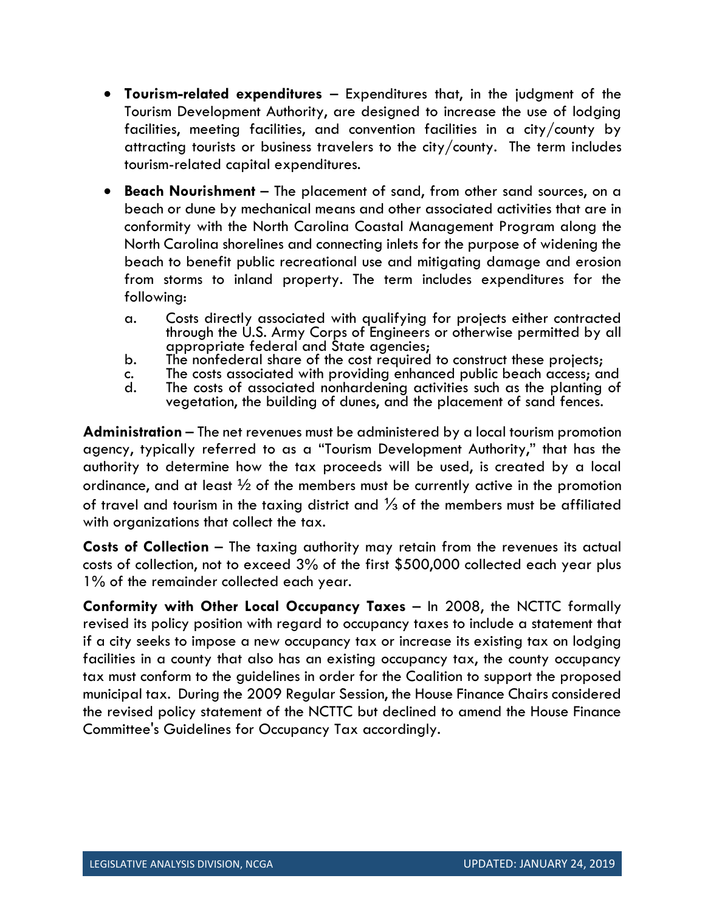- **Tourism-related expenditures** – Expenditures that, in the judgment of the Tourism Development Authority, are designed to increase the use of lodging facilities, meeting facilities, and convention facilities in a city/county by attracting tourists or business travelers to the city/county. The term includes tourism-related capital expenditures.
- **Beach Nourishment** – The placement of sand, from other sand sources, on a beach or dune by mechanical means and other associated activities that are in conformity with the North Carolina Coastal Management Program along the North Carolina shorelines and connecting inlets for the purpose of widening the beach to benefit public recreational use and mitigating damage and erosion from storms to inland property. The term includes expenditures for the following:
  - a. Costs directly associated with qualifying for projects either contracted through the U.S. Army Corps of Engineers or otherwise permitted by all appropriate federal and State agencies;
  - b. The nonfederal share of the cost required to construct these projects;
  - c. The costs associated with providing enhanced public beach access; and
  - d. The costs of associated nonhardening activities such as the planting of vegetation, the building of dunes, and the placement of sand fences.

**Administration** – The net revenues must be administered by a local tourism promotion agency, typically referred to as a "Tourism Development Authority," that has the authority to determine how the tax proceeds will be used, is created by a local ordinance, and at least ½ of the members must be currently active in the promotion of travel and tourism in the taxing district and ⅓ of the members must be affiliated with organizations that collect the tax.

**Costs of Collection** – The taxing authority may retain from the revenues its actual costs of collection, not to exceed 3% of the first $500,000 collected each year plus 1% of the remainder collected each year.

**Conformity with Other Local Occupancy Taxes** – In 2008, the NCTTC formally revised its policy position with regard to occupancy taxes to include a statement that if a city seeks to impose a new occupancy tax or increase its existing tax on lodging facilities in a county that also has an existing occupancy tax, the county occupancy tax must conform to the guidelines in order for the Coalition to support the proposed municipal tax. During the 2009 Regular Session, the House Finance Chairs considered the revised policy statement of the NCTTC but declined to amend the House Finance Committee's Guidelines for Occupancy Tax accordingly.